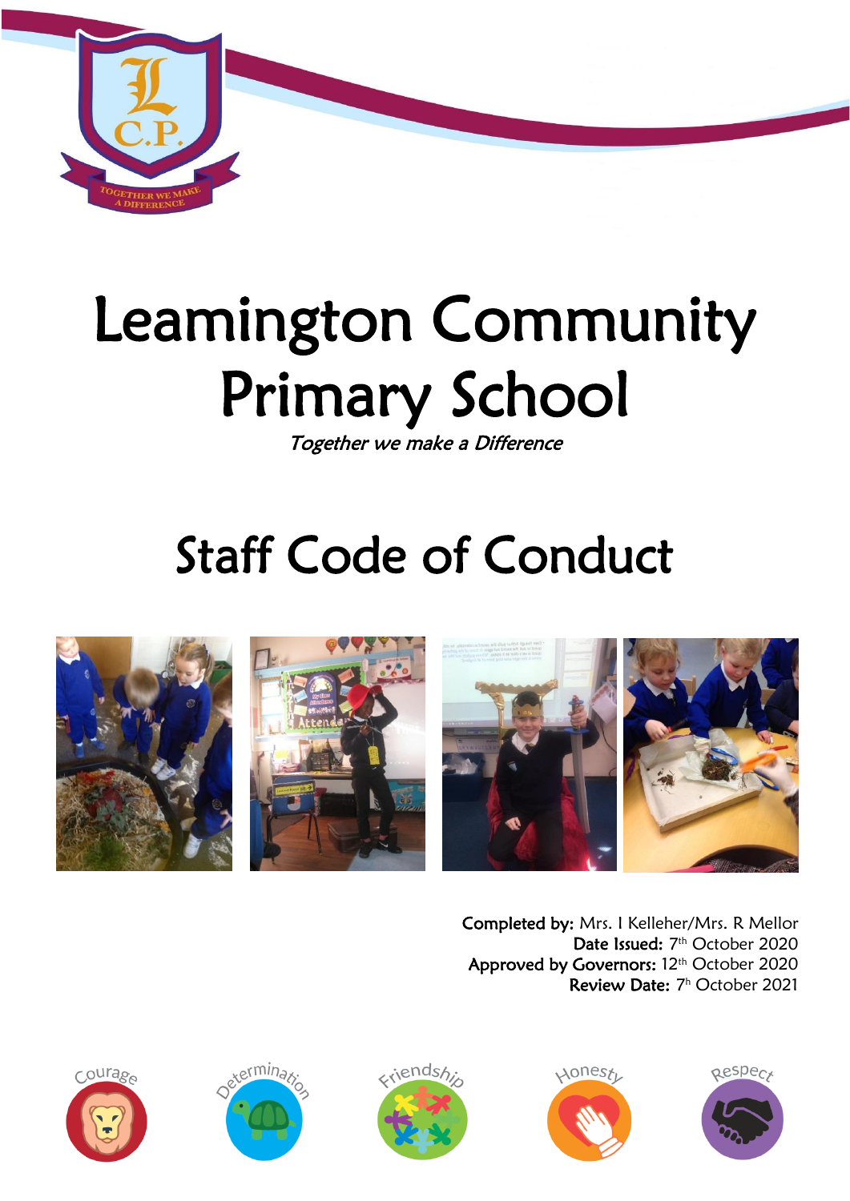# Leamington Community Primary School

*Together we make a Difference*

## Staff Code of Conduct

**Completed by:** Mrs. I Kelleher/Mrs. R Mellor
**Date Issued:** 7th October 2020
**Approved by Governors:** 12th October 2020
**Review Date:** 7h October 2021

Courage Determination Friendship Honesty Respect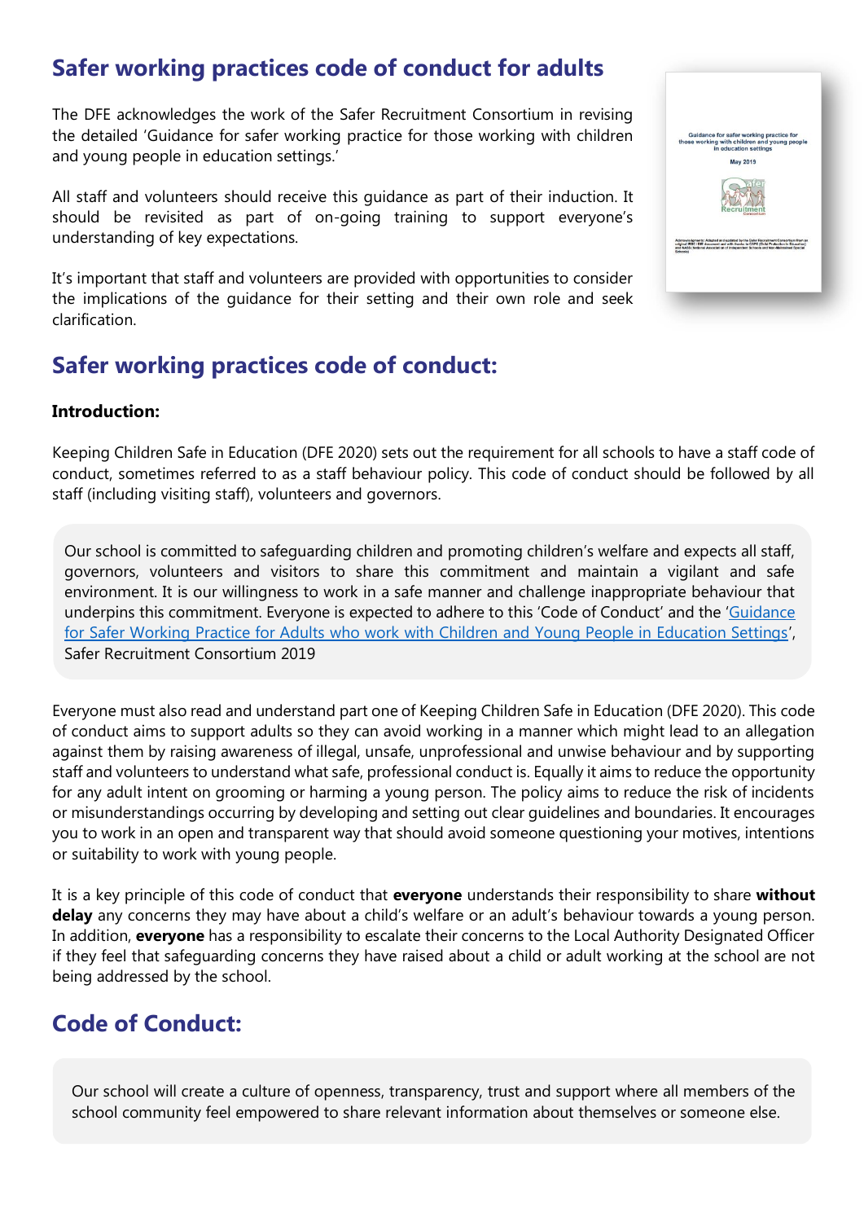## Safer working practices code of conduct for adults

The DFE acknowledges the work of the Safer Recruitment Consortium in revising the detailed 'Guidance for safer working practice for those working with children and young people in education settings.'

All staff and volunteers should receive this guidance as part of their induction. It should be revisited as part of on-going training to support everyone's understanding of key expectations.

It's important that staff and volunteers are provided with opportunities to consider the implications of the guidance for their setting and their own role and seek clarification.

## Safer working practices code of conduct:

**Introduction:**

Keeping Children Safe in Education (DFE 2020) sets out the requirement for all schools to have a staff code of conduct, sometimes referred to as a staff behaviour policy. This code of conduct should be followed by all staff (including visiting staff), volunteers and governors.

> Our school is committed to safeguarding children and promoting children's welfare and expects all staff, governors, volunteers and visitors to share this commitment and maintain a vigilant and safe environment. It is our willingness to work in a safe manner and challenge inappropriate behaviour that underpins this commitment. Everyone is expected to adhere to this 'Code of Conduct' and the 'Guidance for Safer Working Practice for Adults who work with Children and Young People in Education Settings', Safer Recruitment Consortium 2019

Everyone must also read and understand part one of Keeping Children Safe in Education (DFE 2020). This code of conduct aims to support adults so they can avoid working in a manner which might lead to an allegation against them by raising awareness of illegal, unsafe, unprofessional and unwise behaviour and by supporting staff and volunteers to understand what safe, professional conduct is. Equally it aims to reduce the opportunity for any adult intent on grooming or harming a young person. The policy aims to reduce the risk of incidents or misunderstandings occurring by developing and setting out clear guidelines and boundaries. It encourages you to work in an open and transparent way that should avoid someone questioning your motives, intentions or suitability to work with young people.

It is a key principle of this code of conduct that **everyone** understands their responsibility to share **without delay** any concerns they may have about a child's welfare or an adult's behaviour towards a young person. In addition, **everyone** has a responsibility to escalate their concerns to the Local Authority Designated Officer if they feel that safeguarding concerns they have raised about a child or adult working at the school are not being addressed by the school.

## Code of Conduct:

> Our school will create a culture of openness, transparency, trust and support where all members of the school community feel empowered to share relevant information about themselves or someone else.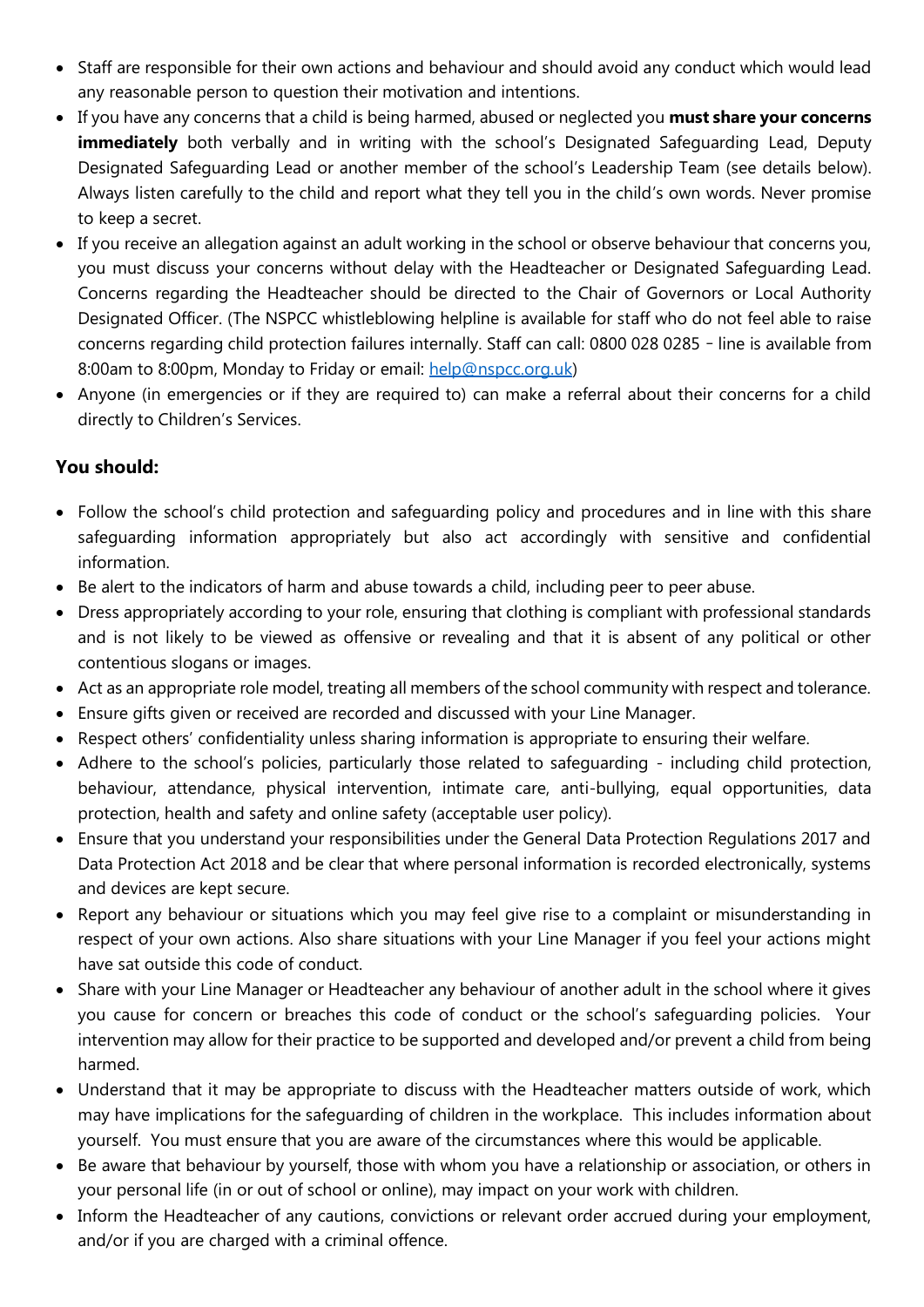- Staff are responsible for their own actions and behaviour and should avoid any conduct which would lead any reasonable person to question their motivation and intentions.
- If you have any concerns that a child is being harmed, abused or neglected you **must share your concerns immediately** both verbally and in writing with the school's Designated Safeguarding Lead, Deputy Designated Safeguarding Lead or another member of the school's Leadership Team (see details below). Always listen carefully to the child and report what they tell you in the child's own words. Never promise to keep a secret.
- If you receive an allegation against an adult working in the school or observe behaviour that concerns you, you must discuss your concerns without delay with the Headteacher or Designated Safeguarding Lead. Concerns regarding the Headteacher should be directed to the Chair of Governors or Local Authority Designated Officer. (The NSPCC whistleblowing helpline is available for staff who do not feel able to raise concerns regarding child protection failures internally. Staff can call: 0800 028 0285 – line is available from 8:00am to 8:00pm, Monday to Friday or email: [help@nspcc.org.uk](mailto:help@nspcc.org.uk))
- Anyone (in emergencies or if they are required to) can make a referral about their concerns for a child directly to Children's Services.

## You should:

- Follow the school's child protection and safeguarding policy and procedures and in line with this share safeguarding information appropriately but also act accordingly with sensitive and confidential information.
- Be alert to the indicators of harm and abuse towards a child, including peer to peer abuse.
- Dress appropriately according to your role, ensuring that clothing is compliant with professional standards and is not likely to be viewed as offensive or revealing and that it is absent of any political or other contentious slogans or images.
- Act as an appropriate role model, treating all members of the school community with respect and tolerance.
- Ensure gifts given or received are recorded and discussed with your Line Manager.
- Respect others' confidentiality unless sharing information is appropriate to ensuring their welfare.
- Adhere to the school's policies, particularly those related to safeguarding - including child protection, behaviour, attendance, physical intervention, intimate care, anti-bullying, equal opportunities, data protection, health and safety and online safety (acceptable user policy).
- Ensure that you understand your responsibilities under the General Data Protection Regulations 2017 and Data Protection Act 2018 and be clear that where personal information is recorded electronically, systems and devices are kept secure.
- Report any behaviour or situations which you may feel give rise to a complaint or misunderstanding in respect of your own actions. Also share situations with your Line Manager if you feel your actions might have sat outside this code of conduct.
- Share with your Line Manager or Headteacher any behaviour of another adult in the school where it gives you cause for concern or breaches this code of conduct or the school's safeguarding policies. Your intervention may allow for their practice to be supported and developed and/or prevent a child from being harmed.
- Understand that it may be appropriate to discuss with the Headteacher matters outside of work, which may have implications for the safeguarding of children in the workplace. This includes information about yourself. You must ensure that you are aware of the circumstances where this would be applicable.
- Be aware that behaviour by yourself, those with whom you have a relationship or association, or others in your personal life (in or out of school or online), may impact on your work with children.
- Inform the Headteacher of any cautions, convictions or relevant order accrued during your employment, and/or if you are charged with a criminal offence.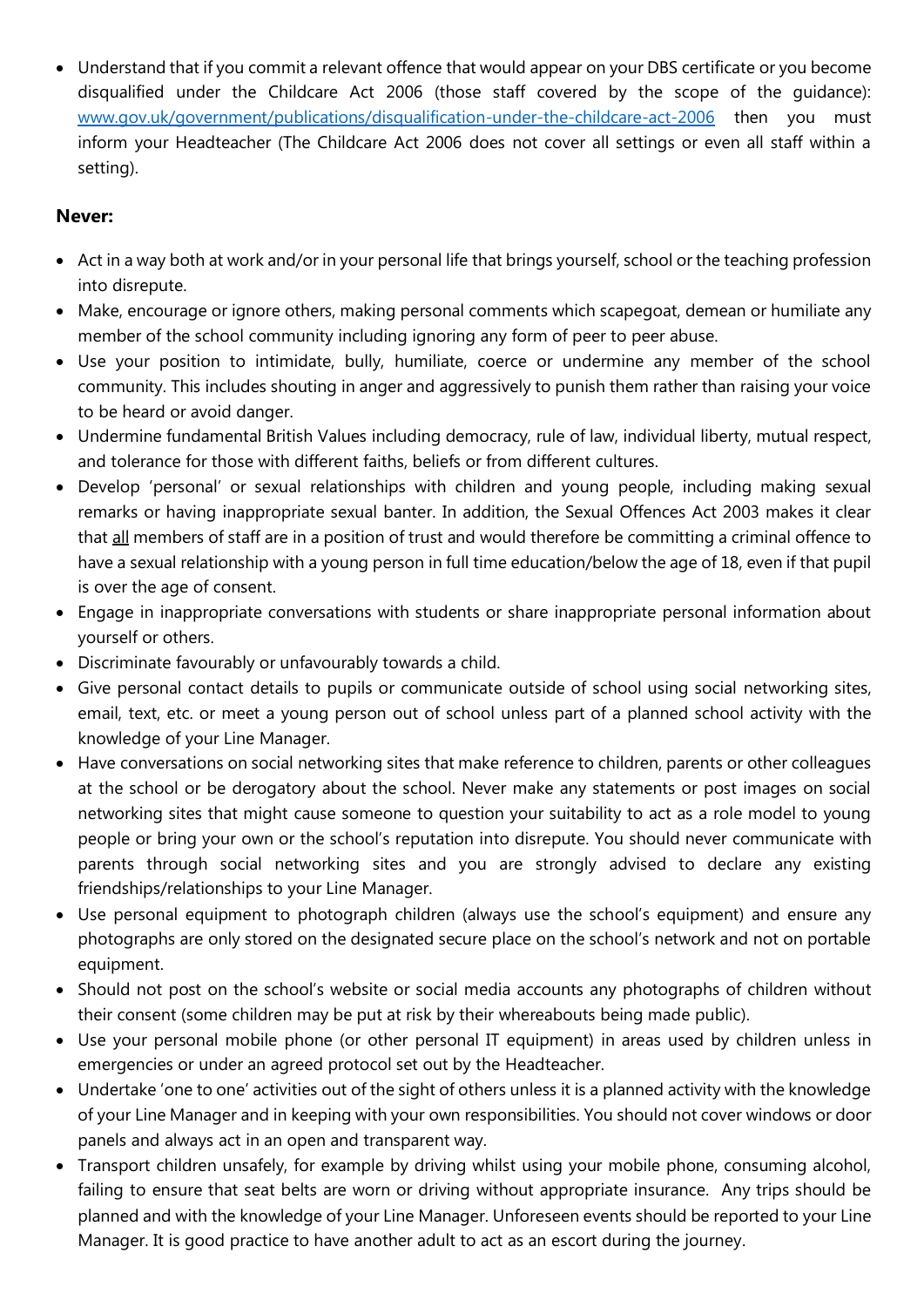- Understand that if you commit a relevant offence that would appear on your DBS certificate or you become disqualified under the Childcare Act 2006 (those staff covered by the scope of the guidance): [www.gov.uk/government/publications/disqualification-under-the-childcare-act-2006](www.gov.uk/government/publications/disqualification-under-the-childcare-act-2006) then you must inform your Headteacher (The Childcare Act 2006 does not cover all settings or even all staff within a setting).

**Never:**

- Act in a way both at work and/or in your personal life that brings yourself, school or the teaching profession into disrepute.
- Make, encourage or ignore others, making personal comments which scapegoat, demean or humiliate any member of the school community including ignoring any form of peer to peer abuse.
- Use your position to intimidate, bully, humiliate, coerce or undermine any member of the school community. This includes shouting in anger and aggressively to punish them rather than raising your voice to be heard or avoid danger.
- Undermine fundamental British Values including democracy, rule of law, individual liberty, mutual respect, and tolerance for those with different faiths, beliefs or from different cultures.
- Develop 'personal' or sexual relationships with children and young people, including making sexual remarks or having inappropriate sexual banter. In addition, the Sexual Offences Act 2003 makes it clear that <u>all</u> members of staff are in a position of trust and would therefore be committing a criminal offence to have a sexual relationship with a young person in full time education/below the age of 18, even if that pupil is over the age of consent.
- Engage in inappropriate conversations with students or share inappropriate personal information about yourself or others.
- Discriminate favourably or unfavourably towards a child.
- Give personal contact details to pupils or communicate outside of school using social networking sites, email, text, etc. or meet a young person out of school unless part of a planned school activity with the knowledge of your Line Manager.
- Have conversations on social networking sites that make reference to children, parents or other colleagues at the school or be derogatory about the school. Never make any statements or post images on social networking sites that might cause someone to question your suitability to act as a role model to young people or bring your own or the school's reputation into disrepute. You should never communicate with parents through social networking sites and you are strongly advised to declare any existing friendships/relationships to your Line Manager.
- Use personal equipment to photograph children (always use the school's equipment) and ensure any photographs are only stored on the designated secure place on the school's network and not on portable equipment.
- Should not post on the school's website or social media accounts any photographs of children without their consent (some children may be put at risk by their whereabouts being made public).
- Use your personal mobile phone (or other personal IT equipment) in areas used by children unless in emergencies or under an agreed protocol set out by the Headteacher.
- Undertake 'one to one' activities out of the sight of others unless it is a planned activity with the knowledge of your Line Manager and in keeping with your own responsibilities. You should not cover windows or door panels and always act in an open and transparent way.
- Transport children unsafely, for example by driving whilst using your mobile phone, consuming alcohol, failing to ensure that seat belts are worn or driving without appropriate insurance. Any trips should be planned and with the knowledge of your Line Manager. Unforeseen events should be reported to your Line Manager. It is good practice to have another adult to act as an escort during the journey.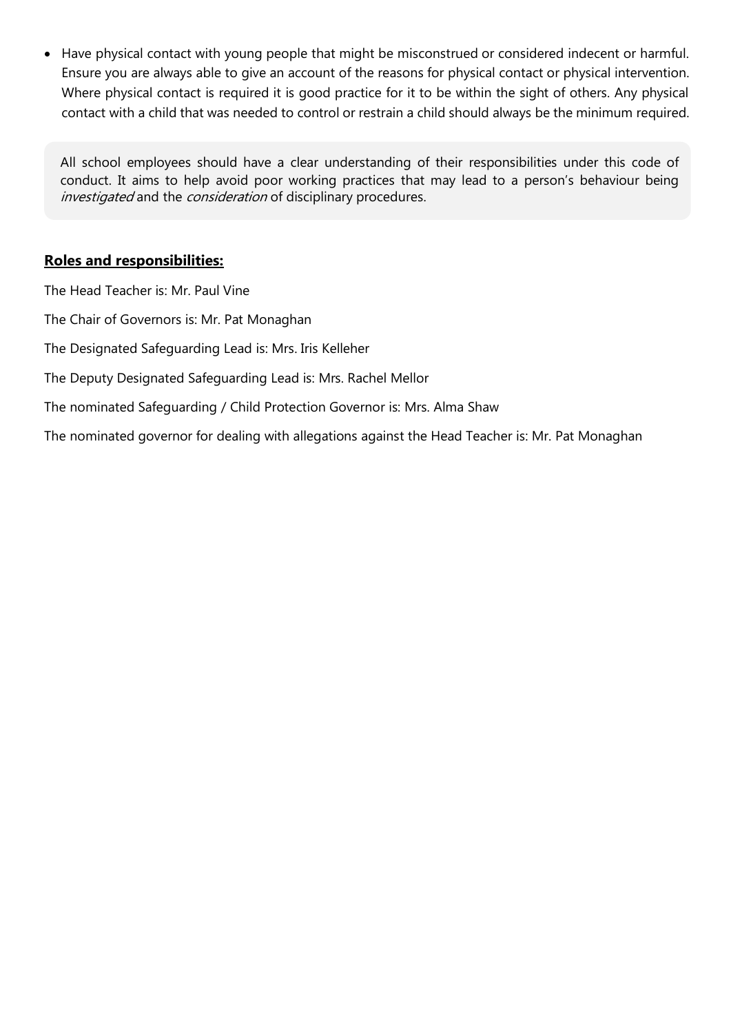- Have physical contact with young people that might be misconstrued or considered indecent or harmful. Ensure you are always able to give an account of the reasons for physical contact or physical intervention. Where physical contact is required it is good practice for it to be within the sight of others. Any physical contact with a child that was needed to control or restrain a child should always be the minimum required.

All school employees should have a clear understanding of their responsibilities under this code of conduct. It aims to help avoid poor working practices that may lead to a person's behaviour being *investigated* and the *consideration* of disciplinary procedures.

## **Roles and responsibilities:**

The Head Teacher is: Mr. Paul Vine

The Chair of Governors is: Mr. Pat Monaghan

The Designated Safeguarding Lead is: Mrs. Iris Kelleher

The Deputy Designated Safeguarding Lead is: Mrs. Rachel Mellor

The nominated Safeguarding / Child Protection Governor is: Mrs. Alma Shaw

The nominated governor for dealing with allegations against the Head Teacher is: Mr. Pat Monaghan